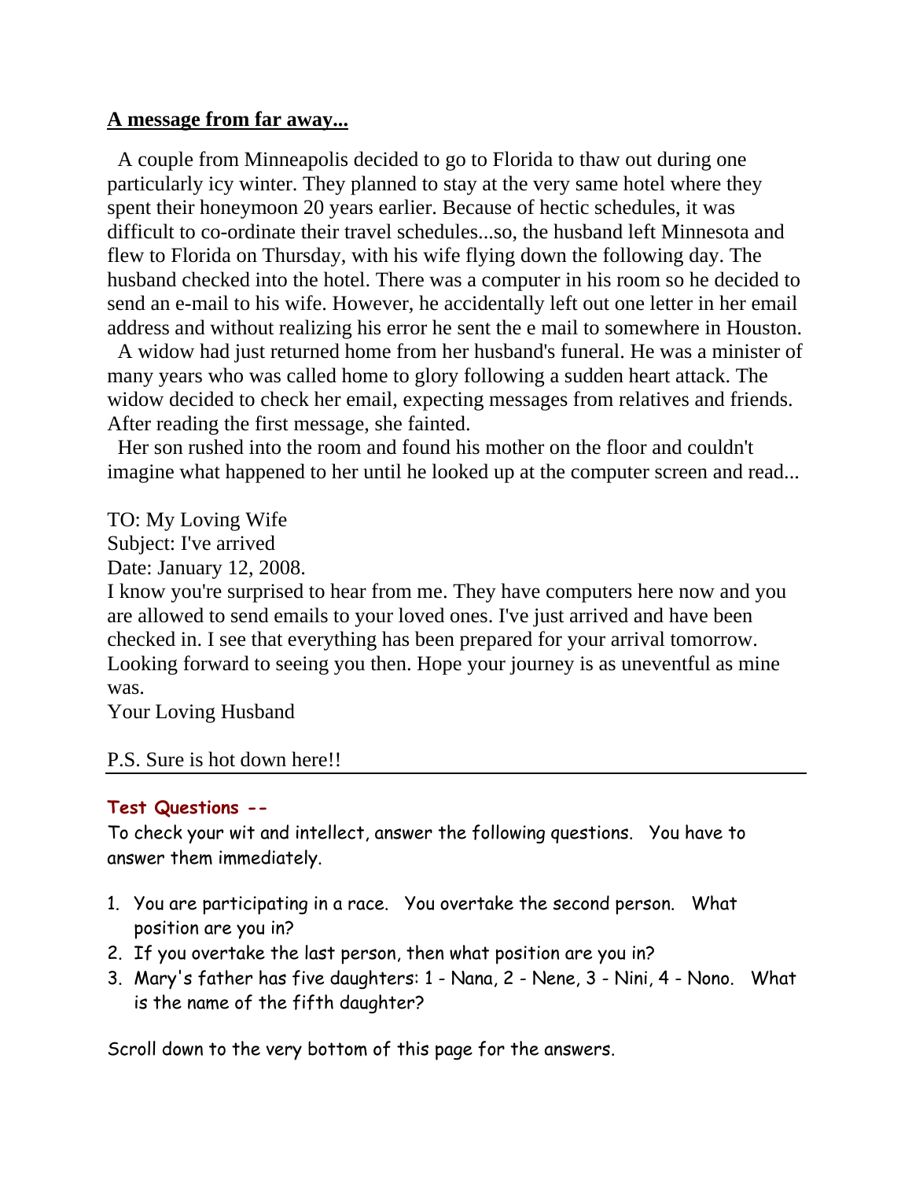## **A message from far away...**

A couple from Minneapolis decided to go to Florida to thaw out during one particularly icy winter. They planned to stay at the very same hotel where they spent their honeymoon 20 years earlier. Because of hectic schedules, it was difficult to co-ordinate their travel schedules...so, the husband left Minnesota and flew to Florida on Thursday, with his wife flying down the following day. The husband checked into the hotel. There was a computer in his room so he decided to send an e-mail to his wife. However, he accidentally left out one letter in her email address and without realizing his error he sent the e mail to somewhere in Houston.

A widow had just returned home from her husband's funeral. He was a minister of many years who was called home to glory following a sudden heart attack. The widow decided to check her email, expecting messages from relatives and friends. After reading the first message, she fainted.

Her son rushed into the room and found his mother on the floor and couldn't imagine what happened to her until he looked up at the computer screen and read...

TO: My Loving Wife
Subject: I've arrived
Date: January 12, 2008.
I know you're surprised to hear from me. They have computers here now and you are allowed to send emails to your loved ones. I've just arrived and have been checked in. I see that everything has been prepared for your arrival tomorrow. Looking forward to seeing you then. Hope your journey is as uneventful as mine was.
Your Loving Husband

P.S. Sure is hot down here!!

---

**Test Questions --**

To check your wit and intellect, answer the following questions. You have to answer them immediately.

1. You are participating in a race. You overtake the second person. What position are you in?
2. If you overtake the last person, then what position are you in?
3. Mary's father has five daughters: 1 - Nana, 2 - Nene, 3 - Nini, 4 - Nono. What is the name of the fifth daughter?

Scroll down to the very bottom of this page for the answers.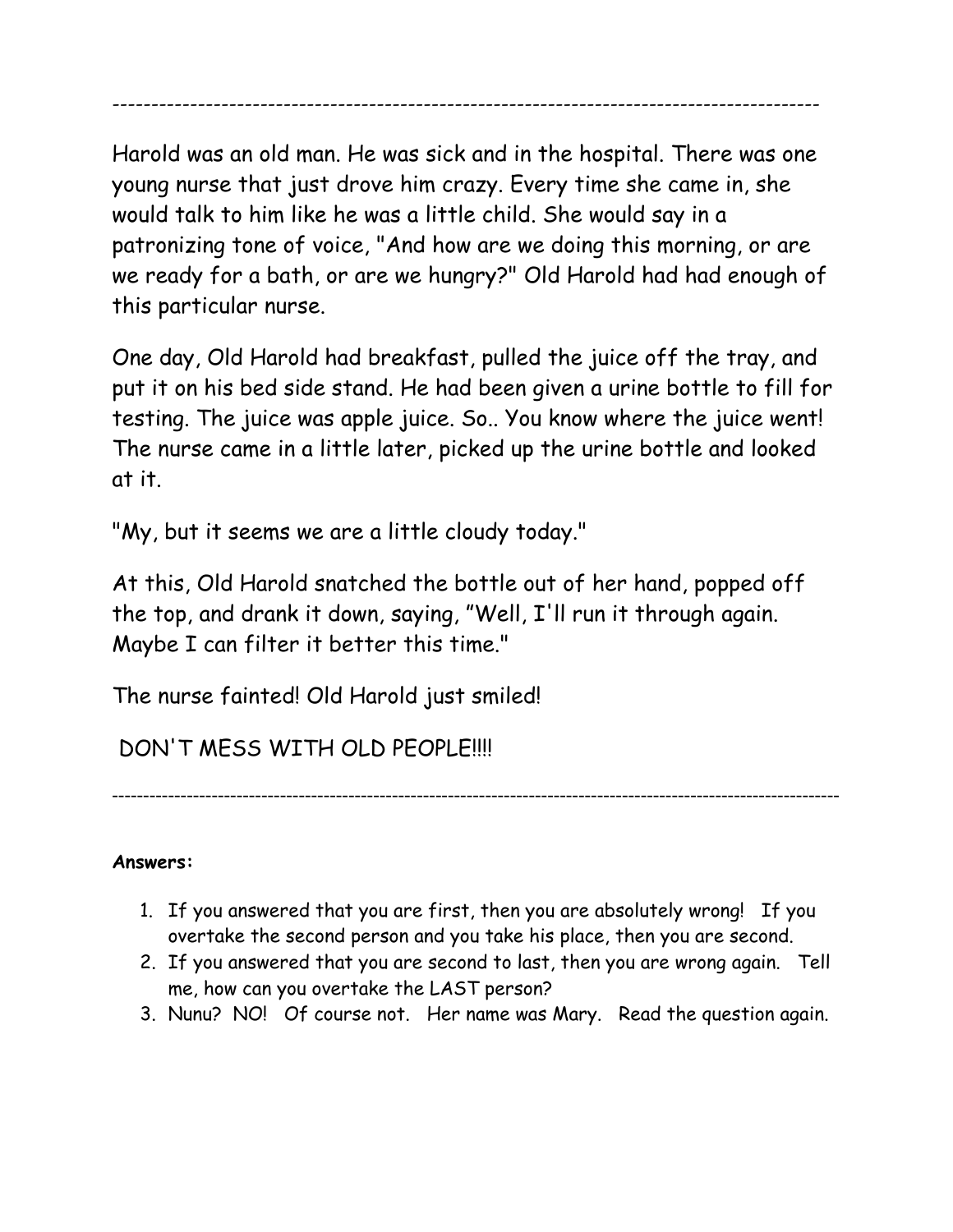---

Harold was an old man. He was sick and in the hospital. There was one young nurse that just drove him crazy. Every time she came in, she would talk to him like he was a little child. She would say in a patronizing tone of voice, "And how are we doing this morning, or are we ready for a bath, or are we hungry?" Old Harold had had enough of this particular nurse.

One day, Old Harold had breakfast, pulled the juice off the tray, and put it on his bed side stand. He had been given a urine bottle to fill for testing. The juice was apple juice. So.. You know where the juice went! The nurse came in a little later, picked up the urine bottle and looked at it.

"My, but it seems we are a little cloudy today."

At this, Old Harold snatched the bottle out of her hand, popped off the top, and drank it down, saying, "Well, I'll run it through again. Maybe I can filter it better this time."

The nurse fainted! Old Harold just smiled!

DON'T MESS WITH OLD PEOPLE!!!!

---

**Answers:**

1. If you answered that you are first, then you are absolutely wrong! If you overtake the second person and you take his place, then you are second.
2. If you answered that you are second to last, then you are wrong again. Tell me, how can you overtake the LAST person?
3. Nunu? NO! Of course not. Her name was Mary. Read the question again.